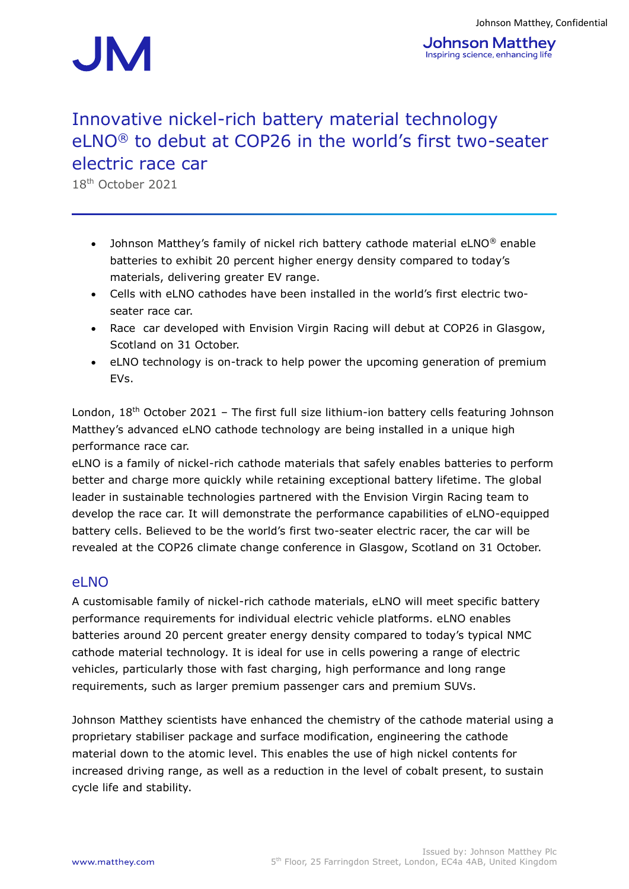# Innovative nickel-rich battery material technology eLNO® to debut at COP26 in the world's first two-seater electric race car

18th October 2021

- Johnson Matthey's family of nickel rich battery cathode material eLNO® enable batteries to exhibit 20 percent higher energy density compared to today's materials, delivering greater EV range.
- Cells with eLNO cathodes have been installed in the world's first electric two-seater race car.
- Race car developed with Envision Virgin Racing will debut at COP26 in Glasgow, Scotland on 31 October.
- eLNO technology is on-track to help power the upcoming generation of premium EVs.

London, 18th October 2021 – The first full size lithium-ion battery cells featuring Johnson Matthey's advanced eLNO cathode technology are being installed in a unique high performance race car.

eLNO is a family of nickel-rich cathode materials that safely enables batteries to perform better and charge more quickly while retaining exceptional battery lifetime. The global leader in sustainable technologies partnered with the Envision Virgin Racing team to develop the race car. It will demonstrate the performance capabilities of eLNO-equipped battery cells. Believed to be the world's first two-seater electric racer, the car will be revealed at the COP26 climate change conference in Glasgow, Scotland on 31 October.

## eLNO

A customisable family of nickel-rich cathode materials, eLNO will meet specific battery performance requirements for individual electric vehicle platforms. eLNO enables batteries around 20 percent greater energy density compared to today's typical NMC cathode material technology. It is ideal for use in cells powering a range of electric vehicles, particularly those with fast charging, high performance and long range requirements, such as larger premium passenger cars and premium SUVs.

Johnson Matthey scientists have enhanced the chemistry of the cathode material using a proprietary stabiliser package and surface modification, engineering the cathode material down to the atomic level. This enables the use of high nickel contents for increased driving range, as well as a reduction in the level of cobalt present, to sustain cycle life and stability.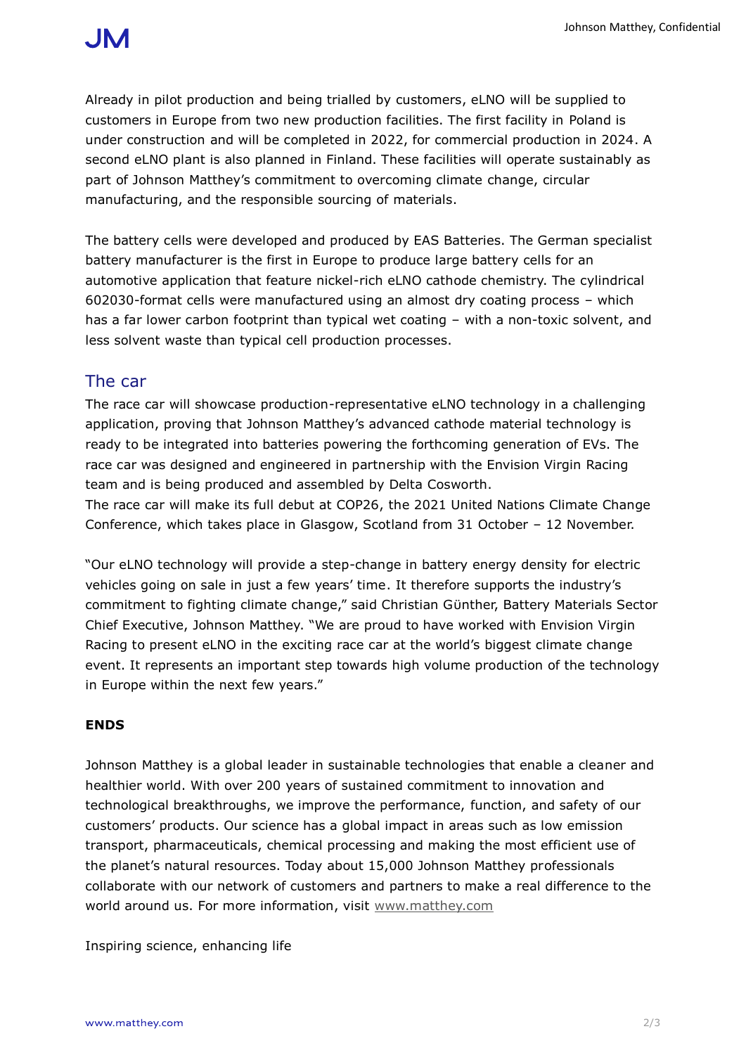Already in pilot production and being trialled by customers, eLNO will be supplied to customers in Europe from two new production facilities. The first facility in Poland is under construction and will be completed in 2022, for commercial production in 2024. A second eLNO plant is also planned in Finland. These facilities will operate sustainably as part of Johnson Matthey's commitment to overcoming climate change, circular manufacturing, and the responsible sourcing of materials.

The battery cells were developed and produced by EAS Batteries. The German specialist battery manufacturer is the first in Europe to produce large battery cells for an automotive application that feature nickel-rich eLNO cathode chemistry. The cylindrical 602030-format cells were manufactured using an almost dry coating process – which has a far lower carbon footprint than typical wet coating – with a non-toxic solvent, and less solvent waste than typical cell production processes.

## The car

The race car will showcase production-representative eLNO technology in a challenging application, proving that Johnson Matthey's advanced cathode material technology is ready to be integrated into batteries powering the forthcoming generation of EVs. The race car was designed and engineered in partnership with the Envision Virgin Racing team and is being produced and assembled by Delta Cosworth.
The race car will make its full debut at COP26, the 2021 United Nations Climate Change Conference, which takes place in Glasgow, Scotland from 31 October – 12 November.

"Our eLNO technology will provide a step-change in battery energy density for electric vehicles going on sale in just a few years' time. It therefore supports the industry's commitment to fighting climate change," said Christian Günther, Battery Materials Sector Chief Executive, Johnson Matthey. "We are proud to have worked with Envision Virgin Racing to present eLNO in the exciting race car at the world's biggest climate change event. It represents an important step towards high volume production of the technology in Europe within the next few years."

**ENDS**

Johnson Matthey is a global leader in sustainable technologies that enable a cleaner and healthier world. With over 200 years of sustained commitment to innovation and technological breakthroughs, we improve the performance, function, and safety of our customers' products. Our science has a global impact in areas such as low emission transport, pharmaceuticals, chemical processing and making the most efficient use of the planet's natural resources. Today about 15,000 Johnson Matthey professionals collaborate with our network of customers and partners to make a real difference to the world around us. For more information, visit www.matthey.com

Inspiring science, enhancing life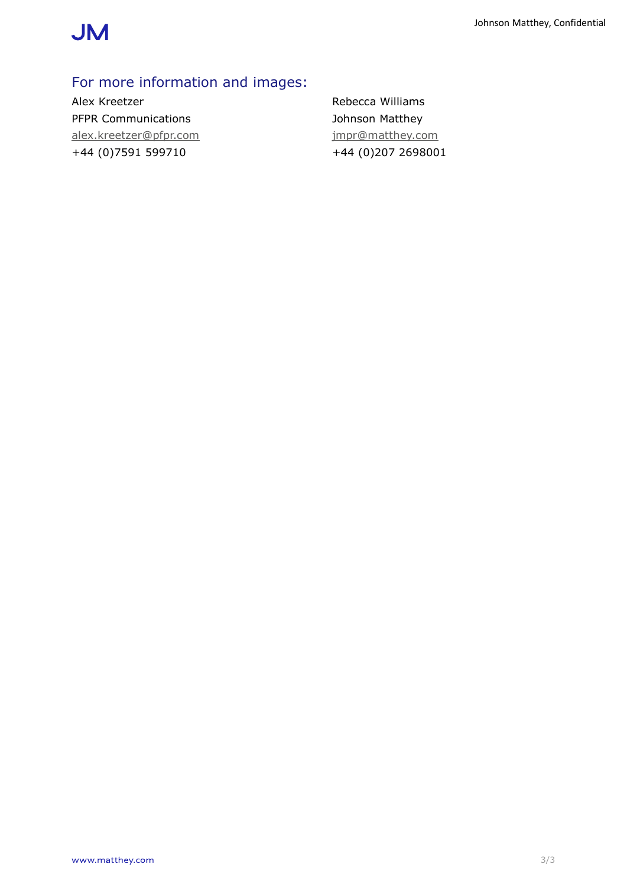## For more information and images:

Alex Kreetzer
PFPR Communications
alex.kreetzer@pfpr.com
+44 (0)7591 599710

Rebecca Williams
Johnson Matthey
jmpr@matthey.com
+44 (0)207 2698001